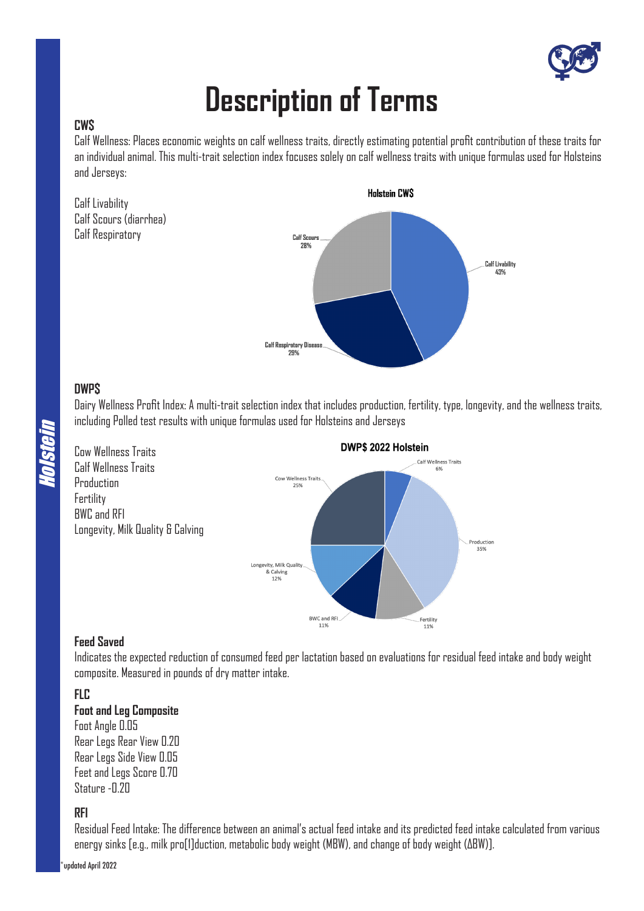# Description of Terms

## CWS$

Calf Wellness: Places economic weights on calf wellness traits, directly estimating potential profit contribution of these traits for an individual animal. This multi-trait selection index focuses solely on calf wellness traits with unique formulas used for Holsteins and Jerseys:

Calf Livability
Calf Scours (diarrhea)
Calf Respiratory

**Holstein CWS$**

| Trait | Share |
|---|---|
| Calf Livability | 43% |
| Calf Scours | 28% |
| Calf Respiratory Disease | 29% |

## DWP$

Dairy Wellness Profit Index: A multi-trait selection index that includes production, fertility, type, longevity, and the wellness traits, including Polled test results with unique formulas used for Holsteins and Jerseys

Cow Wellness Traits
Calf Wellness Traits
Production
Fertility
BWC and RFI
Longevity, Milk Quality & Calving

**DWP$ 2022 Holstein**

| Trait | Share |
|---|---|
| Calf Wellness Traits | 6% |
| Production | 35% |
| Fertility | 11% |
| BWC and RFI | 11% |
| Longevity, Milk Quality & Calving | 12% |
| Cow Wellness Traits | 25% |

## Feed Saved

Indicates the expected reduction of consumed feed per lactation based on evaluations for residual feed intake and body weight composite. Measured in pounds of dry matter intake.

## FLC

**Foot and Leg Composite**

Foot Angle 0.05
Rear Legs Rear View 0.20
Rear Legs Side View 0.05
Feet and Legs Score 0.70
Stature -0.20

## RFI

Residual Feed Intake: The difference between an animal's actual feed intake and its predicted feed intake calculated from various energy sinks [e.g., milk pro[I]duction, metabolic body weight (MBW), and change of body weight (ΔBW)].

*updated April 2022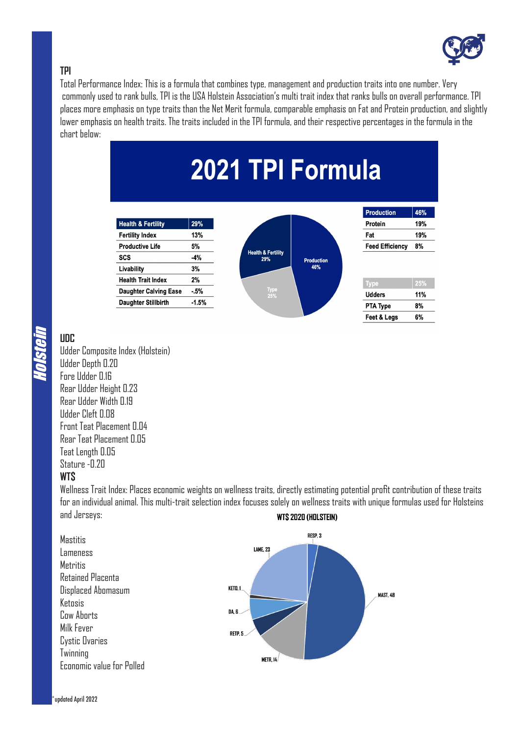### TPI

Total Performance Index: This is a formula that combines type, management and production traits into one number. Very commonly used to rank bulls, TPI is the USA Holstein Association's multi trait index that ranks bulls on overall performance. TPI places more emphasis on type traits than the Net Merit formula, comparable emphasis on Fat and Protein production, and slightly lower emphasis on health traits. The traits included in the TPI formula, and their respective percentages in the formula in the chart below:

## 2021 TPI Formula

| Health & Fertility | 29% |
|---|---|
| Fertility Index | 13% |
| Productive Life | 5% |
| SCS | -4% |
| Livability | 3% |
| Health Trait Index | 2% |
| Daughter Calving Ease | -.5% |
| Daughter Stillbirth | -1.5% |

Health & Fertility 29%
Production 46%
Type 25%

| Production | 46% |
|---|---|
| Protein | 19% |
| Fat | 19% |
| Feed Efficiency | 8% |

| Type | 25% |
|---|---|
| Udders | 11% |
| PTA Type | 8% |
| Feet & Legs | 6% |

### UDC

Udder Composite Index (Holstein)
Udder Depth 0.20
Fore Udder 0.16
Rear Udder Height 0.23
Rear Udder Width 0.19
Udder Cleft 0.08
Front Teat Placement 0.04
Rear Teat Placement 0.05
Teat Length 0.05
Stature -0.20

### WT$

Wellness Trait Index: Places economic weights on wellness traits, directly estimating potential profit contribution of these traits for an individual animal. This multi-trait selection index focuses solely on wellness traits with unique formulas used for Holsteins and Jerseys:

Mastitis
Lameness
Metritis
Retained Placenta
Displaced Abomasum
Ketosis
Cow Aborts
Milk Fever
Cystic Ovaries
Twinning
Economic value for Polled

**WT$ 2020 (HOLSTEIN)**

RESP, 3
LAME, 23
KETO, 1
DA, 6
RETP, 5
METR, 14
MAST, 48

*updated April 2022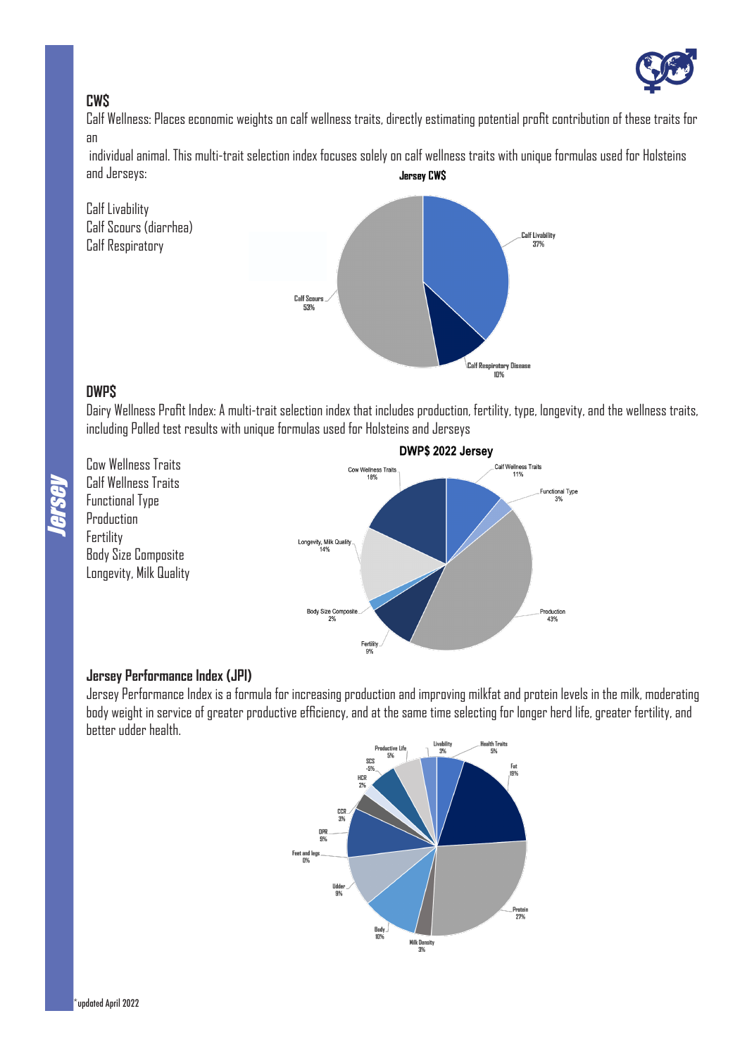## CW$

Calf Wellness: Places economic weights on calf wellness traits, directly estimating potential profit contribution of these traits for an individual animal. This multi-trait selection index focuses solely on calf wellness traits with unique formulas used for Holsteins and Jerseys:

- Calf Livability
- Calf Scours (diarrhea)
- Calf Respiratory

**Jersey CW$**

| Trait | % |
|---|---|
| Calf Livability | 37% |
| Calf Respiratory Disease | 10% |
| Calf Scours | 53% |

## DWP$

Dairy Wellness Profit Index: A multi-trait selection index that includes production, fertility, type, longevity, and the wellness traits, including Polled test results with unique formulas used for Holsteins and Jerseys

- Cow Wellness Traits
- Calf Wellness Traits
- Functional Type
- Production
- Fertility
- Body Size Composite
- Longevity, Milk Quality

**DWP$ 2022 Jersey**

| Trait | % |
|---|---|
| Calf Wellness Traits | 11% |
| Functional Type | 3% |
| Production | 43% |
| Fertility | 9% |
| Body Size Composite | 2% |
| Longevity, Milk Quality | 14% |
| Cow Wellness Traits | 18% |

## Jersey Performance Index (JPI)

Jersey Performance Index is a formula for increasing production and improving milkfat and protein levels in the milk, moderating body weight in service of greater productive efficiency, and at the same time selecting for longer herd life, greater fertility, and better udder health.

| Trait | % |
|---|---|
| Health Traits | 5% |
| Fat | 19% |
| Protein | 27% |
| Milk Density | 3% |
| Body | 10% |
| Udder | 9% |
| Feet and legs | 0% |
| DPR | 9% |
| CCR | 3% |
| HCR | 2% |
| SCS | -5% |
| Productive Life | 5% |
| Livability | 3% |

*updated April 2022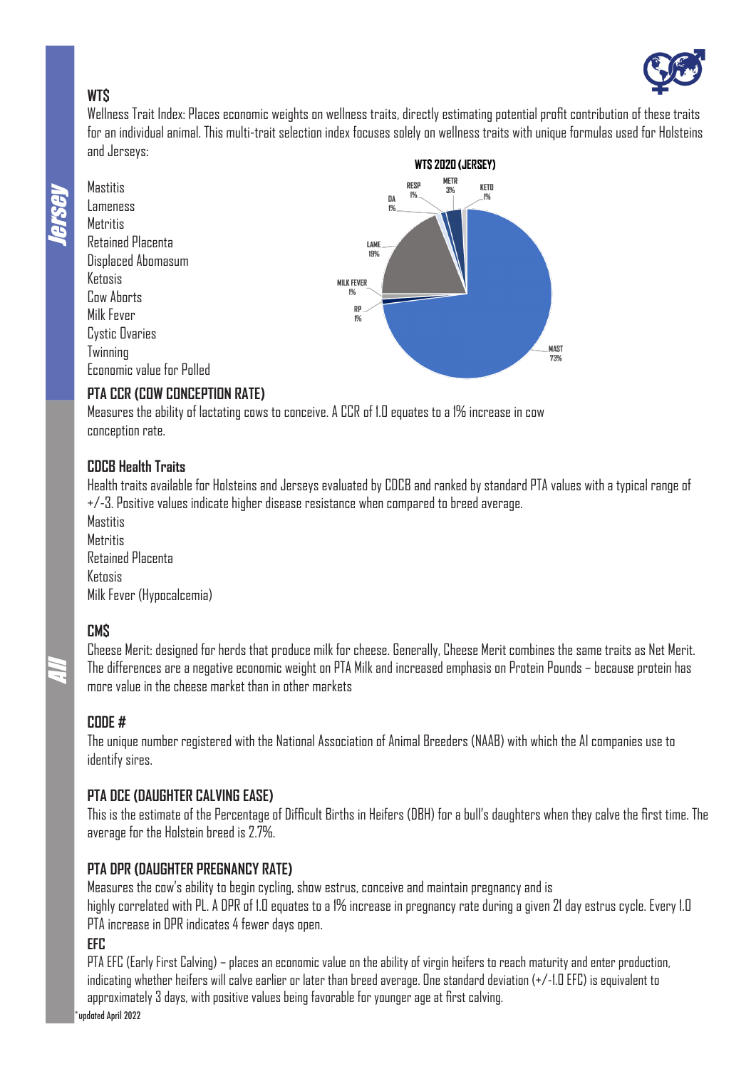## WT$

Wellness Trait Index: Places economic weights on wellness traits, directly estimating potential profit contribution of these traits for an individual animal. This multi-trait selection index focuses solely on wellness traits with unique formulas used for Holsteins and Jerseys:

Mastitis
Lameness
Metritis
Retained Placenta
Displaced Abomasum
Ketosis
Cow Aborts
Milk Fever
Cystic Ovaries
Twinning
Economic value for Polled

**WT$ 2020 (JERSEY)**

| Trait | % |
|---|---|
| MAST | 73% |
| LAME | 19% |
| METR | 3% |
| RESP | 1% |
| DA | 1% |
| KETO | 1% |
| MILK FEVER | 1% |
| RP | 1% |

## PTA CCR (COW CONCEPTION RATE)

Measures the ability of lactating cows to conceive. A CCR of 1.0 equates to a 1% increase in cow conception rate.

## CDCB Health Traits

Health traits available for Holsteins and Jerseys evaluated by CDCB and ranked by standard PTA values with a typical range of +/-3. Positive values indicate higher disease resistance when compared to breed average.

Mastitis
Metritis
Retained Placenta
Ketosis
Milk Fever (Hypocalcemia)

## CM$

Cheese Merit: designed for herds that produce milk for cheese. Generally, Cheese Merit combines the same traits as Net Merit. The differences are a negative economic weight on PTA Milk and increased emphasis on Protein Pounds – because protein has more value in the cheese market than in other markets

## CODE #

The unique number registered with the National Association of Animal Breeders (NAAB) with which the AI companies use to identify sires.

## PTA DCE (DAUGHTER CALVING EASE)

This is the estimate of the Percentage of Difficult Births in Heifers (DBH) for a bull's daughters when they calve the first time. The average for the Holstein breed is 2.7%.

## PTA DPR (DAUGHTER PREGNANCY RATE)

Measures the cow's ability to begin cycling, show estrus, conceive and maintain pregnancy and is highly correlated with PL. A DPR of 1.0 equates to a 1% increase in pregnancy rate during a given 21 day estrus cycle. Every 1.0 PTA increase in DPR indicates 4 fewer days open.

## EFC

PTA EFC (Early First Calving) – places an economic value on the ability of virgin heifers to reach maturity and enter production, indicating whether heifers will calve earlier or later than breed average. One standard deviation (+/-1.0 EFC) is equivalent to approximately 3 days, with positive values being favorable for younger age at first calving.

*updated April 2022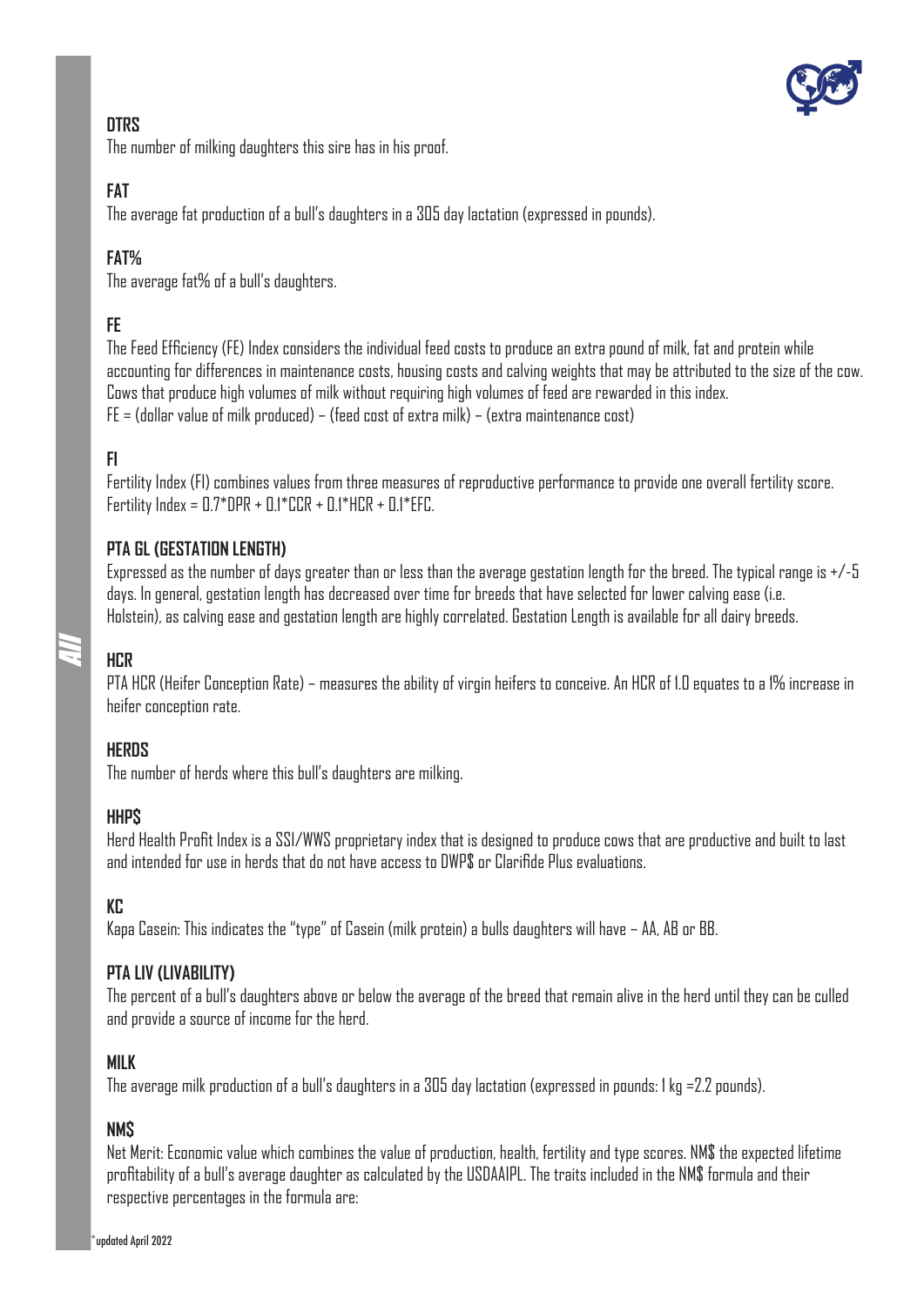### DTRS

The number of milking daughters this sire has in his proof.

### FAT

The average fat production of a bull's daughters in a 305 day lactation (expressed in pounds).

### FAT%

The average fat% of a bull's daughters.

### FE

The Feed Efficiency (FE) Index considers the individual feed costs to produce an extra pound of milk, fat and protein while accounting for differences in maintenance costs, housing costs and calving weights that may be attributed to the size of the cow. Cows that produce high volumes of milk without requiring high volumes of feed are rewarded in this index.
FE = (dollar value of milk produced) – (feed cost of extra milk) – (extra maintenance cost)

### FI

Fertility Index (FI) combines values from three measures of reproductive performance to provide one overall fertility score.
Fertility Index = 0.7*DPR + 0.1*CCR + 0.1*HCR + 0.1*EFC.

### PTA GL (GESTATION LENGTH)

Expressed as the number of days greater than or less than the average gestation length for the breed. The typical range is +/-5 days. In general, gestation length has decreased over time for breeds that have selected for lower calving ease (i.e. Holstein), as calving ease and gestation length are highly correlated. Gestation Length is available for all dairy breeds.

### HCR

PTA HCR (Heifer Conception Rate) – measures the ability of virgin heifers to conceive. An HCR of 1.0 equates to a 1% increase in heifer conception rate.

### HERDS

The number of herds where this bull's daughters are milking.

### HHP$

Herd Health Profit Index is a SSI/WWS proprietary index that is designed to produce cows that are productive and built to last and intended for use in herds that do not have access to DWP$ or Clarifide Plus evaluations.

### KC

Kapa Casein: This indicates the "type" of Casein (milk protein) a bulls daughters will have – AA, AB or BB.

### PTA LIV (LIVABILITY)

The percent of a bull's daughters above or below the average of the breed that remain alive in the herd until they can be culled and provide a source of income for the herd.

### MILK

The average milk production of a bull's daughters in a 305 day lactation (expressed in pounds: 1 kg =2.2 pounds).

### NM$

Net Merit: Economic value which combines the value of production, health, fertility and type scores. NM$ the expected lifetime profitability of a bull's average daughter as calculated by the USDAAIPL. The traits included in the NM$ formula and their respective percentages in the formula are: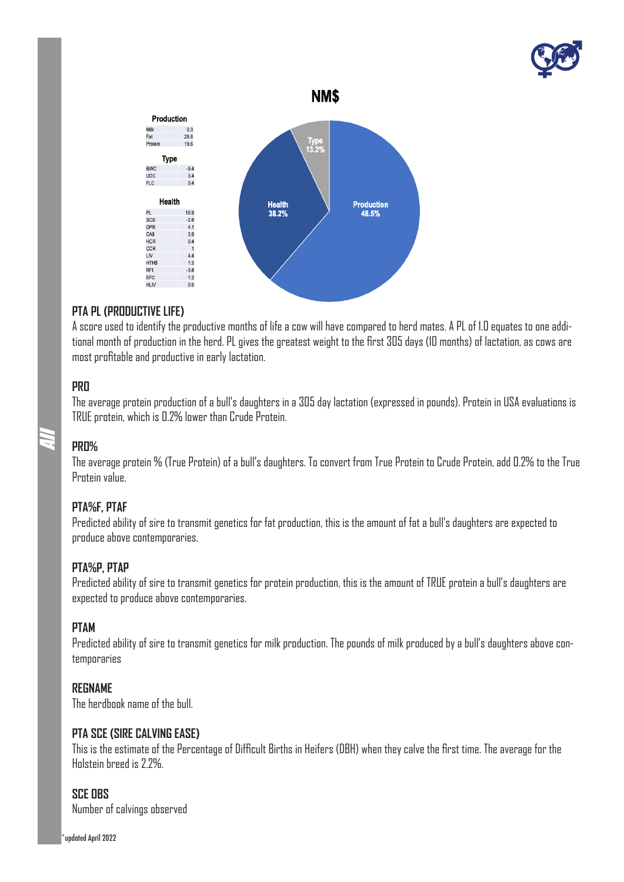# NM$

**Production**

| | |
|---|---|
| Milk | 0.3 |
| Fat | 28.6 |
| Protein | 19.6 |

**Type**

| | |
|---|---|
| BWC | -9.4 |
| UDC | 3.4 |
| FLC | 0.4 |

**Health**

| | |
|---|---|
| PL | 15.9 |
| SCS | -2.8 |
| DPR | 4.1 |
| CA$ | 2.9 |
| HCR | 0.4 |
| CCR | 1 |
| LIV | 4.4 |
| HTH$ | 1.2 |
| RFI | -3.8 |
| EFC | 1.2 |
| HLIV | 0.5 |

Production 48.5%
Health 38.2%
Type 13.2%

### PTA PL (PRODUCTIVE LIFE)

A score used to identify the productive months of life a cow will have compared to herd mates. A PL of 1.0 equates to one additional month of production in the herd. PL gives the greatest weight to the first 305 days (10 months) of lactation, as cows are most profitable and productive in early lactation.

### PRO

The average protein production of a bull's daughters in a 305 day lactation (expressed in pounds). Protein in USA evaluations is TRUE protein, which is 0.2% lower than Crude Protein.

### PRO%

The average protein % (True Protein) of a bull's daughters. To convert from True Protein to Crude Protein, add 0.2% to the True Protein value.

### PTA%F, PTAF

Predicted ability of sire to transmit genetics for fat production, this is the amount of fat a bull's daughters are expected to produce above contemporaries.

### PTA%P, PTAP

Predicted ability of sire to transmit genetics for protein production, this is the amount of TRUE protein a bull's daughters are expected to produce above contemporaries.

### PTAM

Predicted ability of sire to transmit genetics for milk production. The pounds of milk produced by a bull's daughters above contemporaries

### REGNAME

The herdbook name of the bull.

### PTA SCE (SIRE CALVING EASE)

This is the estimate of the Percentage of Difficult Births in Heifers (DBH) when they calve the first time. The average for the Holstein breed is 2.2%.

### SCE OBS

Number of calvings observed

*updated April 2022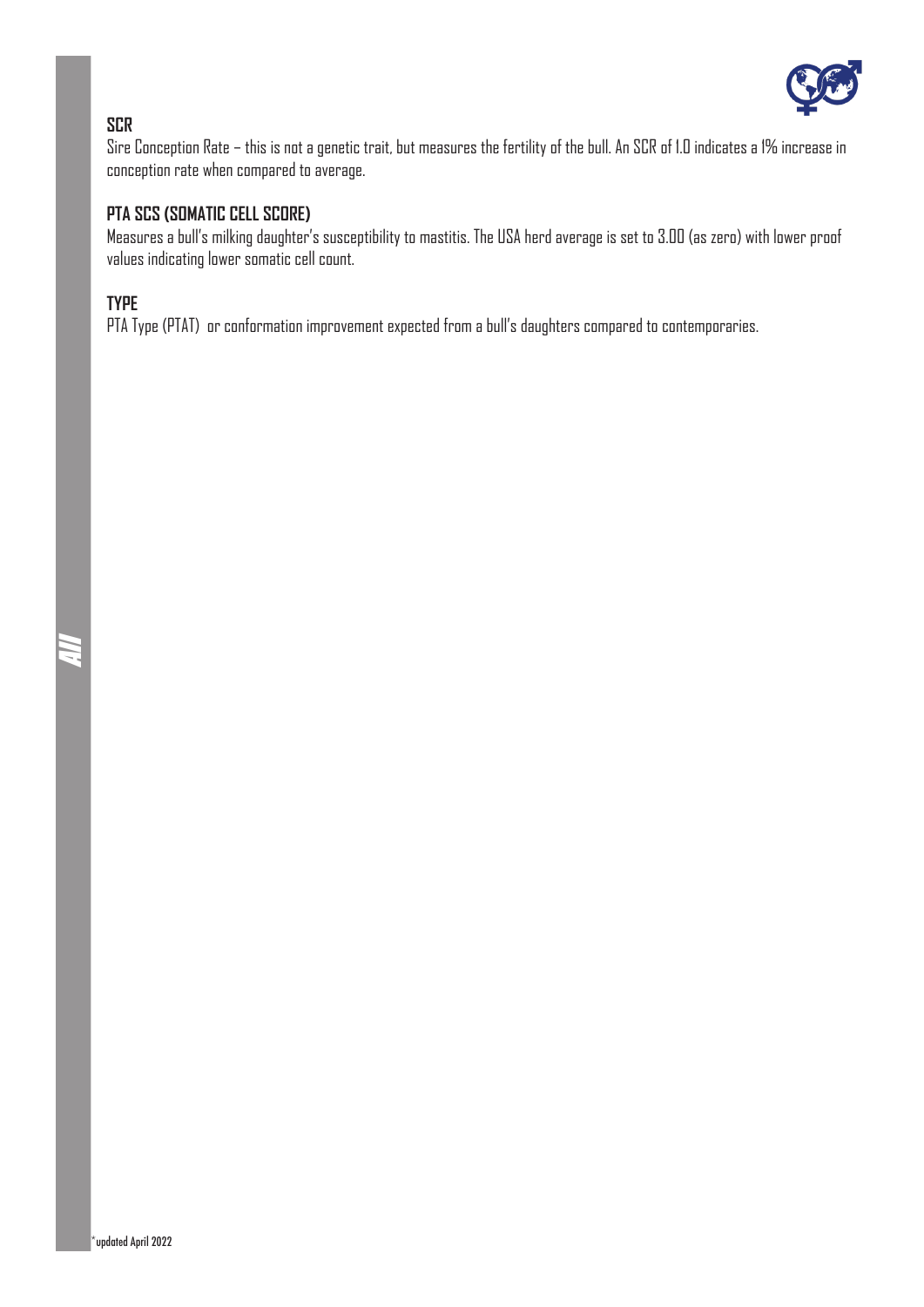## SCR

Sire Conception Rate – this is not a genetic trait, but measures the fertility of the bull. An SCR of 1.0 indicates a 1% increase in conception rate when compared to average.

## PTA SCS (SOMATIC CELL SCORE)

Measures a bull's milking daughter's susceptibility to mastitis. The USA herd average is set to 3.00 (as zero) with lower proof values indicating lower somatic cell count.

## TYPE

PTA Type (PTAT) or conformation improvement expected from a bull's daughters compared to contemporaries.

*updated April 2022